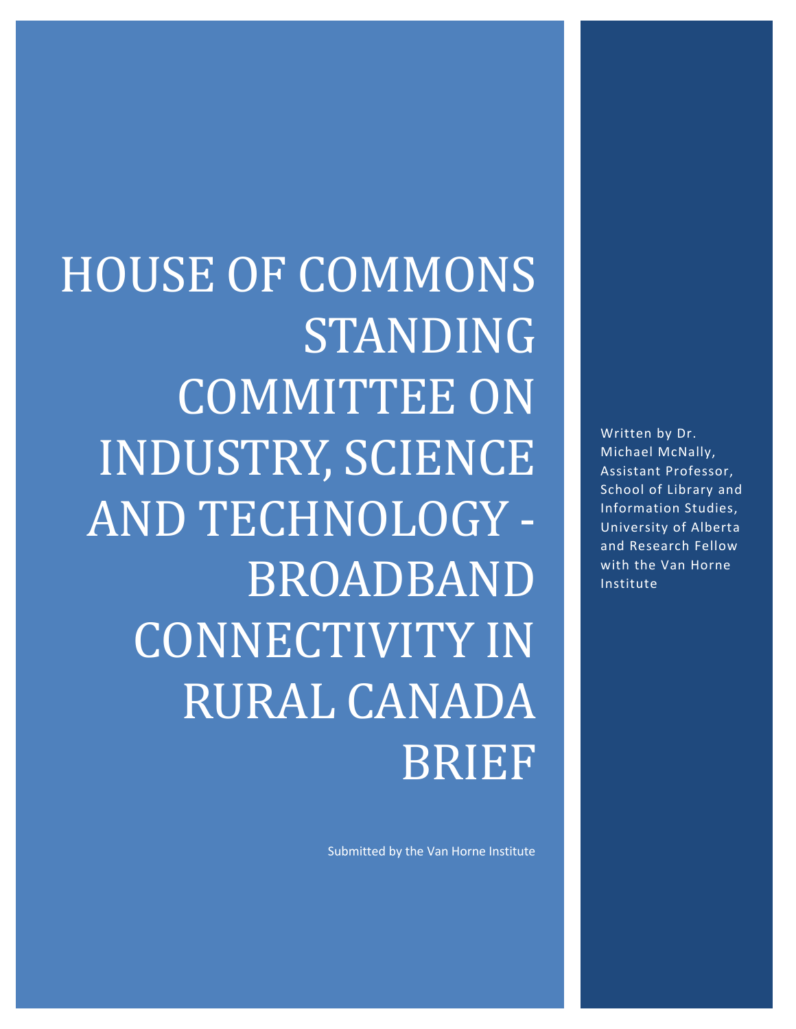# HOUSE OF COMMONS STANDING COMMITTEE ON INDUSTRY, SCIENCE AND TECHNOLOGY - BROADBAND CONNECTIVITY IN RURAL CANADA BRIEF

Submitted by the Van Horne Institute

Written by Dr. Michael McNally, Assistant Professor, School of Library and Information Studies, University of Alberta and Research Fellow with the Van Horne Institute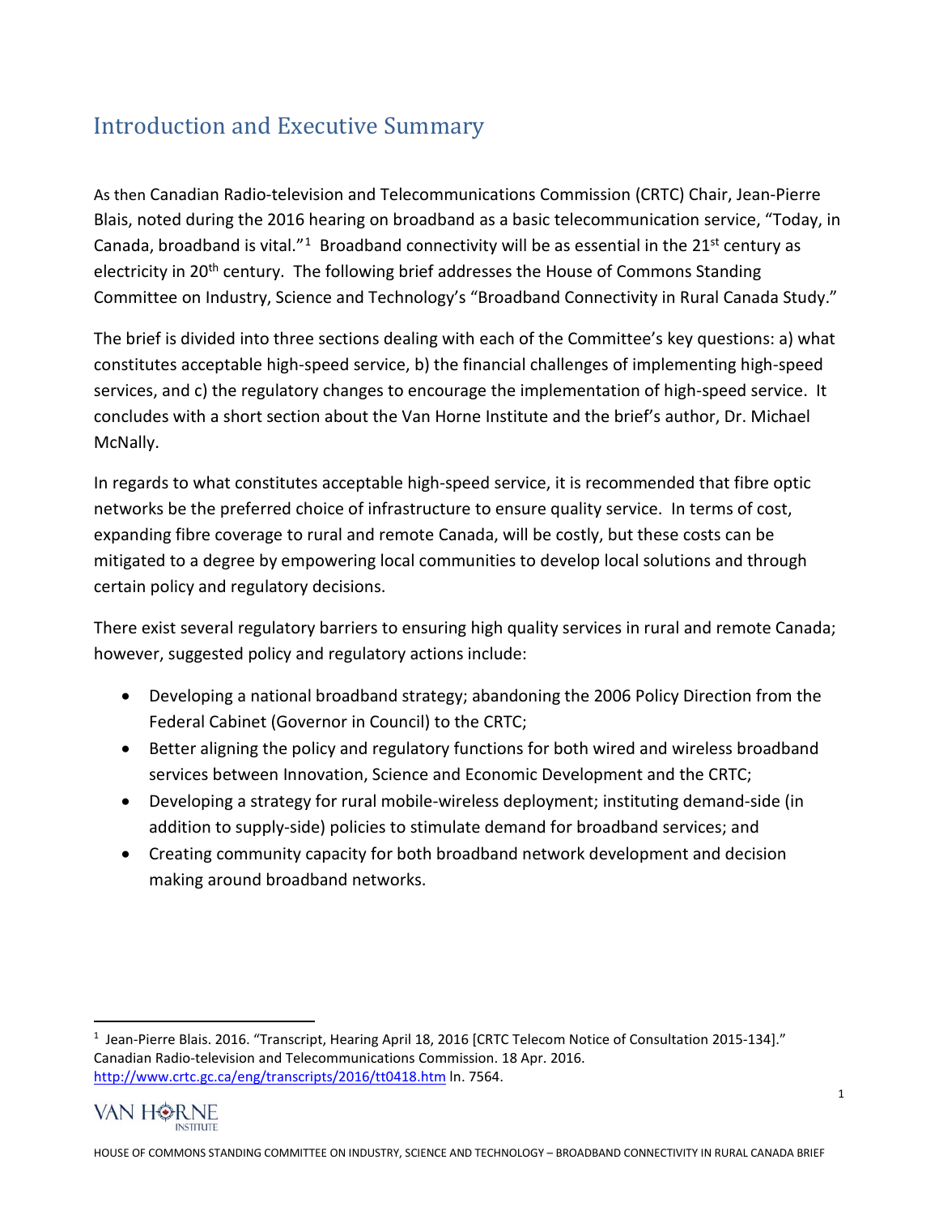## Introduction and Executive Summary

As then Canadian Radio-television and Telecommunications Commission (CRTC) Chair, Jean-Pierre Blais, noted during the 2016 hearing on broadband as a basic telecommunication service, "Today, in Canada, broadband is vital."[1] Broadband connectivity will be as essential in the 21st century as electricity in 20th century. The following brief addresses the House of Commons Standing Committee on Industry, Science and Technology's "Broadband Connectivity in Rural Canada Study."

The brief is divided into three sections dealing with each of the Committee's key questions: a) what constitutes acceptable high-speed service, b) the financial challenges of implementing high-speed services, and c) the regulatory changes to encourage the implementation of high-speed service. It concludes with a short section about the Van Horne Institute and the brief's author, Dr. Michael McNally.

In regards to what constitutes acceptable high-speed service, it is recommended that fibre optic networks be the preferred choice of infrastructure to ensure quality service. In terms of cost, expanding fibre coverage to rural and remote Canada, will be costly, but these costs can be mitigated to a degree by empowering local communities to develop local solutions and through certain policy and regulatory decisions.

There exist several regulatory barriers to ensuring high quality services in rural and remote Canada; however, suggested policy and regulatory actions include:

- Developing a national broadband strategy; abandoning the 2006 Policy Direction from the Federal Cabinet (Governor in Council) to the CRTC;
- Better aligning the policy and regulatory functions for both wired and wireless broadband services between Innovation, Science and Economic Development and the CRTC;
- Developing a strategy for rural mobile-wireless deployment; instituting demand-side (in addition to supply-side) policies to stimulate demand for broadband services; and
- Creating community capacity for both broadband network development and decision making around broadband networks.

---

[1] Jean-Pierre Blais. 2016. "Transcript, Hearing April 18, 2016 [CRTC Telecom Notice of Consultation 2015-134]." Canadian Radio-television and Telecommunications Commission. 18 Apr. 2016. http://www.crtc.gc.ca/eng/transcripts/2016/tt0418.htm ln. 7564.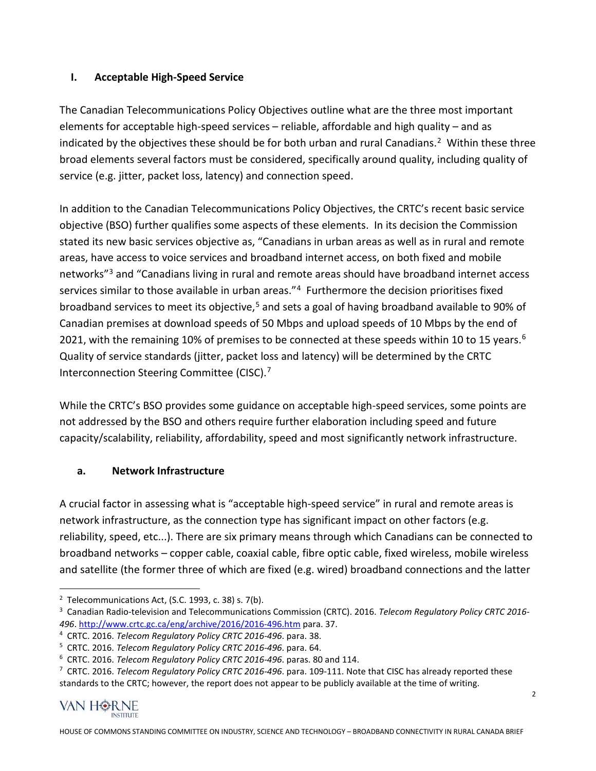## I. Acceptable High-Speed Service

The Canadian Telecommunications Policy Objectives outline what are the three most important elements for acceptable high-speed services – reliable, affordable and high quality – and as indicated by the objectives these should be for both urban and rural Canadians.[2] Within these three broad elements several factors must be considered, specifically around quality, including quality of service (e.g. jitter, packet loss, latency) and connection speed.

In addition to the Canadian Telecommunications Policy Objectives, the CRTC's recent basic service objective (BSO) further qualifies some aspects of these elements. In its decision the Commission stated its new basic services objective as, "Canadians in urban areas as well as in rural and remote areas, have access to voice services and broadband internet access, on both fixed and mobile networks"[3] and "Canadians living in rural and remote areas should have broadband internet access services similar to those available in urban areas."[4] Furthermore the decision prioritises fixed broadband services to meet its objective,[5] and sets a goal of having broadband available to 90% of Canadian premises at download speeds of 50 Mbps and upload speeds of 10 Mbps by the end of 2021, with the remaining 10% of premises to be connected at these speeds within 10 to 15 years.[6] Quality of service standards (jitter, packet loss and latency) will be determined by the CRTC Interconnection Steering Committee (CISC).[7]

While the CRTC's BSO provides some guidance on acceptable high-speed services, some points are not addressed by the BSO and others require further elaboration including speed and future capacity/scalability, reliability, affordability, speed and most significantly network infrastructure.

### a. Network Infrastructure

A crucial factor in assessing what is "acceptable high-speed service" in rural and remote areas is network infrastructure, as the connection type has significant impact on other factors (e.g. reliability, speed, etc...). There are six primary means through which Canadians can be connected to broadband networks – copper cable, coaxial cable, fibre optic cable, fixed wireless, mobile wireless and satellite (the former three of which are fixed (e.g. wired) broadband connections and the latter

---

[2] Telecommunications Act, (S.C. 1993, c. 38) s. 7(b).

[3] Canadian Radio-television and Telecommunications Commission (CRTC). 2016. *Telecom Regulatory Policy CRTC 2016-496*. http://www.crtc.gc.ca/eng/archive/2016/2016-496.htm para. 37.

[4] CRTC. 2016. *Telecom Regulatory Policy CRTC 2016-496*. para. 38.

[5] CRTC. 2016. *Telecom Regulatory Policy CRTC 2016-496*. para. 64.

[6] CRTC. 2016. *Telecom Regulatory Policy CRTC 2016-496*. paras. 80 and 114.

[7] CRTC. 2016. *Telecom Regulatory Policy CRTC 2016-496*. para. 109-111. Note that CISC has already reported these standards to the CRTC; however, the report does not appear to be publicly available at the time of writing.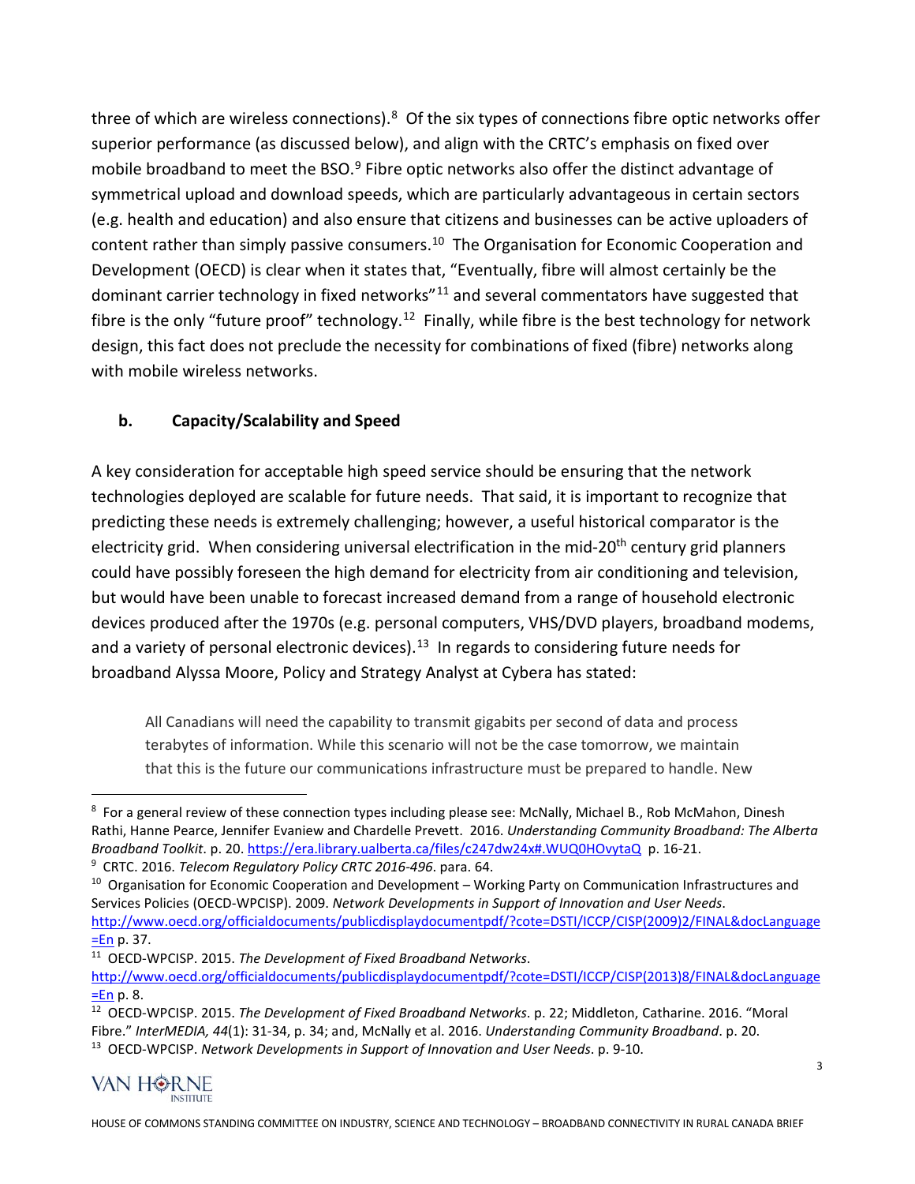three of which are wireless connections).[8] Of the six types of connections fibre optic networks offer superior performance (as discussed below), and align with the CRTC's emphasis on fixed over mobile broadband to meet the BSO.[9] Fibre optic networks also offer the distinct advantage of symmetrical upload and download speeds, which are particularly advantageous in certain sectors (e.g. health and education) and also ensure that citizens and businesses can be active uploaders of content rather than simply passive consumers.[10] The Organisation for Economic Cooperation and Development (OECD) is clear when it states that, "Eventually, fibre will almost certainly be the dominant carrier technology in fixed networks"[11] and several commentators have suggested that fibre is the only "future proof" technology.[12] Finally, while fibre is the best technology for network design, this fact does not preclude the necessity for combinations of fixed (fibre) networks along with mobile wireless networks.

### b. Capacity/Scalability and Speed

A key consideration for acceptable high speed service should be ensuring that the network technologies deployed are scalable for future needs. That said, it is important to recognize that predicting these needs is extremely challenging; however, a useful historical comparator is the electricity grid. When considering universal electrification in the mid-20th century grid planners could have possibly foreseen the high demand for electricity from air conditioning and television, but would have been unable to forecast increased demand from a range of household electronic devices produced after the 1970s (e.g. personal computers, VHS/DVD players, broadband modems, and a variety of personal electronic devices).[13] In regards to considering future needs for broadband Alyssa Moore, Policy and Strategy Analyst at Cybera has stated:

> All Canadians will need the capability to transmit gigabits per second of data and process terabytes of information. While this scenario will not be the case tomorrow, we maintain that this is the future our communications infrastructure must be prepared to handle. New

---

[8] For a general review of these connection types including please see: McNally, Michael B., Rob McMahon, Dinesh Rathi, Hanne Pearce, Jennifer Evaniew and Chardelle Prevett. 2016. *Understanding Community Broadband: The Alberta Broadband Toolkit*. p. 20. https://era.library.ualberta.ca/files/c247dw24x#.WUQ0HOvytaQ p. 16-21.

[9] CRTC. 2016. *Telecom Regulatory Policy CRTC 2016-496*. para. 64.

[10] Organisation for Economic Cooperation and Development – Working Party on Communication Infrastructures and Services Policies (OECD-WPCISP). 2009. *Network Developments in Support of Innovation and User Needs*. http://www.oecd.org/officialdocuments/publicdisplaydocumentpdf/?cote=DSTI/ICCP/CISP(2009)2/FINAL&docLanguage=En p. 37.

[11] OECD-WPCISP. 2015. *The Development of Fixed Broadband Networks*. http://www.oecd.org/officialdocuments/publicdisplaydocumentpdf/?cote=DSTI/ICCP/CISP(2013)8/FINAL&docLanguage=En p. 8.

[12] OECD-WPCISP. 2015. *The Development of Fixed Broadband Networks*. p. 22; Middleton, Catharine. 2016. "Moral Fibre." *InterMEDIA, 44*(1): 31-34, p. 34; and, McNally et al. 2016. *Understanding Community Broadband*. p. 20.

[13] OECD-WPCISP. *Network Developments in Support of Innovation and User Needs*. p. 9-10.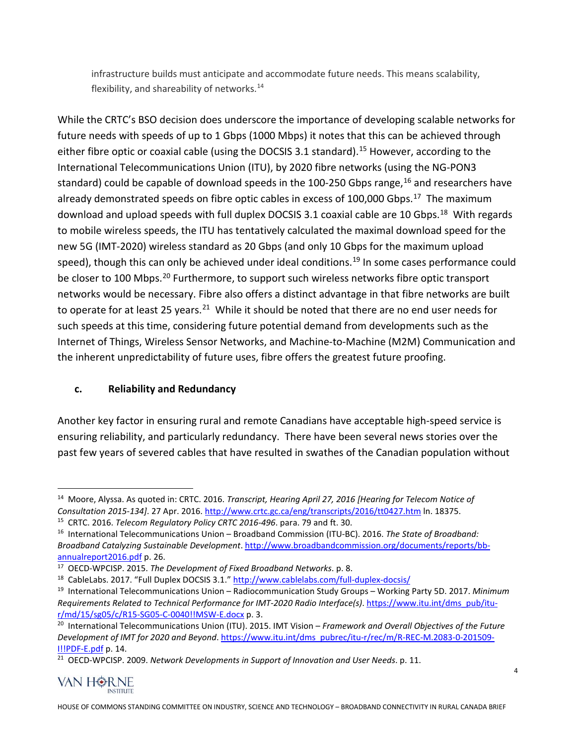infrastructure builds must anticipate and accommodate future needs. This means scalability, flexibility, and shareability of networks.[14]

While the CRTC's BSO decision does underscore the importance of developing scalable networks for future needs with speeds of up to 1 Gbps (1000 Mbps) it notes that this can be achieved through either fibre optic or coaxial cable (using the DOCSIS 3.1 standard).[15] However, according to the International Telecommunications Union (ITU), by 2020 fibre networks (using the NG-PON3 standard) could be capable of download speeds in the 100-250 Gbps range,[16] and researchers have already demonstrated speeds on fibre optic cables in excess of 100,000 Gbps.[17] The maximum download and upload speeds with full duplex DOCSIS 3.1 coaxial cable are 10 Gbps.[18] With regards to mobile wireless speeds, the ITU has tentatively calculated the maximal download speed for the new 5G (IMT-2020) wireless standard as 20 Gbps (and only 10 Gbps for the maximum upload speed), though this can only be achieved under ideal conditions.[19] In some cases performance could be closer to 100 Mbps.[20] Furthermore, to support such wireless networks fibre optic transport networks would be necessary. Fibre also offers a distinct advantage in that fibre networks are built to operate for at least 25 years.[21] While it should be noted that there are no end user needs for such speeds at this time, considering future potential demand from developments such as the Internet of Things, Wireless Sensor Networks, and Machine-to-Machine (M2M) Communication and the inherent unpredictability of future uses, fibre offers the greatest future proofing.

### c. Reliability and Redundancy

Another key factor in ensuring rural and remote Canadians have acceptable high-speed service is ensuring reliability, and particularly redundancy. There have been several news stories over the past few years of severed cables that have resulted in swathes of the Canadian population without

---

[14] Moore, Alyssa. As quoted in: CRTC. 2016. *Transcript, Hearing April 27, 2016 [Hearing for Telecom Notice of Consultation 2015-134]*. 27 Apr. 2016. http://www.crtc.gc.ca/eng/transcripts/2016/tt0427.htm ln. 18375.

[15] CRTC. 2016. *Telecom Regulatory Policy CRTC 2016-496*. para. 79 and ft. 30.

[16] International Telecommunications Union – Broadband Commission (ITU-BC). 2016. *The State of Broadband: Broadband Catalyzing Sustainable Development*. http://www.broadbandcommission.org/documents/reports/bb-annualreport2016.pdf p. 26.

[17] OECD-WPCISP. 2015. *The Development of Fixed Broadband Networks*. p. 8.

[18] CableLabs. 2017. "Full Duplex DOCSIS 3.1." http://www.cablelabs.com/full-duplex-docsis/

[19] International Telecommunications Union – Radiocommunication Study Groups – Working Party 5D. 2017. *Minimum Requirements Related to Technical Performance for IMT-2020 Radio Interface(s)*. https://www.itu.int/dms_pub/itu-r/md/15/sg05/c/R15-SG05-C-0040!!MSW-E.docx p. 3.

[20] International Telecommunications Union (ITU). 2015. IMT Vision – *Framework and Overall Objectives of the Future Development of IMT for 2020 and Beyond*. https://www.itu.int/dms_pubrec/itu-r/rec/m/R-REC-M.2083-0-201509-I!!PDF-E.pdf p. 14.

[21] OECD-WPCISP. 2009. *Network Developments in Support of Innovation and User Needs*. p. 11.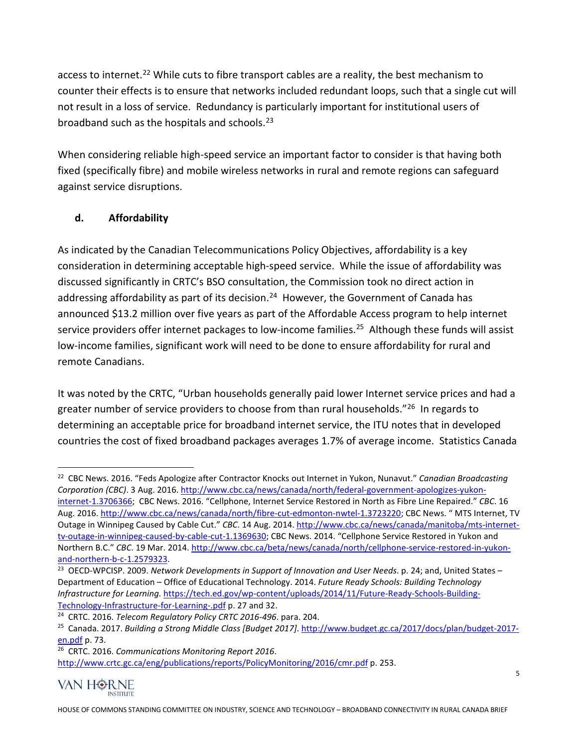access to internet.[22] While cuts to fibre transport cables are a reality, the best mechanism to counter their effects is to ensure that networks included redundant loops, such that a single cut will not result in a loss of service. Redundancy is particularly important for institutional users of broadband such as the hospitals and schools.[23]

When considering reliable high-speed service an important factor to consider is that having both fixed (specifically fibre) and mobile wireless networks in rural and remote regions can safeguard against service disruptions.

### d. Affordability

As indicated by the Canadian Telecommunications Policy Objectives, affordability is a key consideration in determining acceptable high-speed service. While the issue of affordability was discussed significantly in CRTC's BSO consultation, the Commission took no direct action in addressing affordability as part of its decision.[24] However, the Government of Canada has announced $13.2 million over five years as part of the Affordable Access program to help internet service providers offer internet packages to low-income families.[25] Although these funds will assist low-income families, significant work will need to be done to ensure affordability for rural and remote Canadians.

It was noted by the CRTC, "Urban households generally paid lower Internet service prices and had a greater number of service providers to choose from than rural households."[26] In regards to determining an acceptable price for broadband internet service, the ITU notes that in developed countries the cost of fixed broadband packages averages 1.7% of average income. Statistics Canada

---

[22] CBC News. 2016. "Feds Apologize after Contractor Knocks out Internet in Yukon, Nunavut." *Canadian Broadcasting Corporation (CBC)*. 3 Aug. 2016. http://www.cbc.ca/news/canada/north/federal-government-apologizes-yukon-internet-1.3706366; CBC News. 2016. "Cellphone, Internet Service Restored in North as Fibre Line Repaired." *CBC*. 16 Aug. 2016. http://www.cbc.ca/news/canada/north/fibre-cut-edmonton-nwtel-1.3723220; CBC News. " MTS Internet, TV Outage in Winnipeg Caused by Cable Cut." *CBC*. 14 Aug. 2014. http://www.cbc.ca/news/canada/manitoba/mts-internet-tv-outage-in-winnipeg-caused-by-cable-cut-1.1369630; CBC News. 2014. "Cellphone Service Restored in Yukon and Northern B.C." *CBC*. 19 Mar. 2014. http://www.cbc.ca/beta/news/canada/north/cellphone-service-restored-in-yukon-and-northern-b-c-1.2579323.

[23] OECD-WPCISP. 2009. *Network Developments in Support of Innovation and User Needs*. p. 24; and, United States – Department of Education – Office of Educational Technology. 2014. *Future Ready Schools: Building Technology Infrastructure for Learning.* https://tech.ed.gov/wp-content/uploads/2014/11/Future-Ready-Schools-Building-Technology-Infrastructure-for-Learning-.pdf p. 27 and 32.

[24] CRTC. 2016. *Telecom Regulatory Policy CRTC 2016-496*. para. 204.

[25] Canada. 2017. *Building a Strong Middle Class [Budget 2017]*. http://www.budget.gc.ca/2017/docs/plan/budget-2017-en.pdf p. 73.

[26] CRTC. 2016. *Communications Monitoring Report 2016*. http://www.crtc.gc.ca/eng/publications/reports/PolicyMonitoring/2016/cmr.pdf p. 253.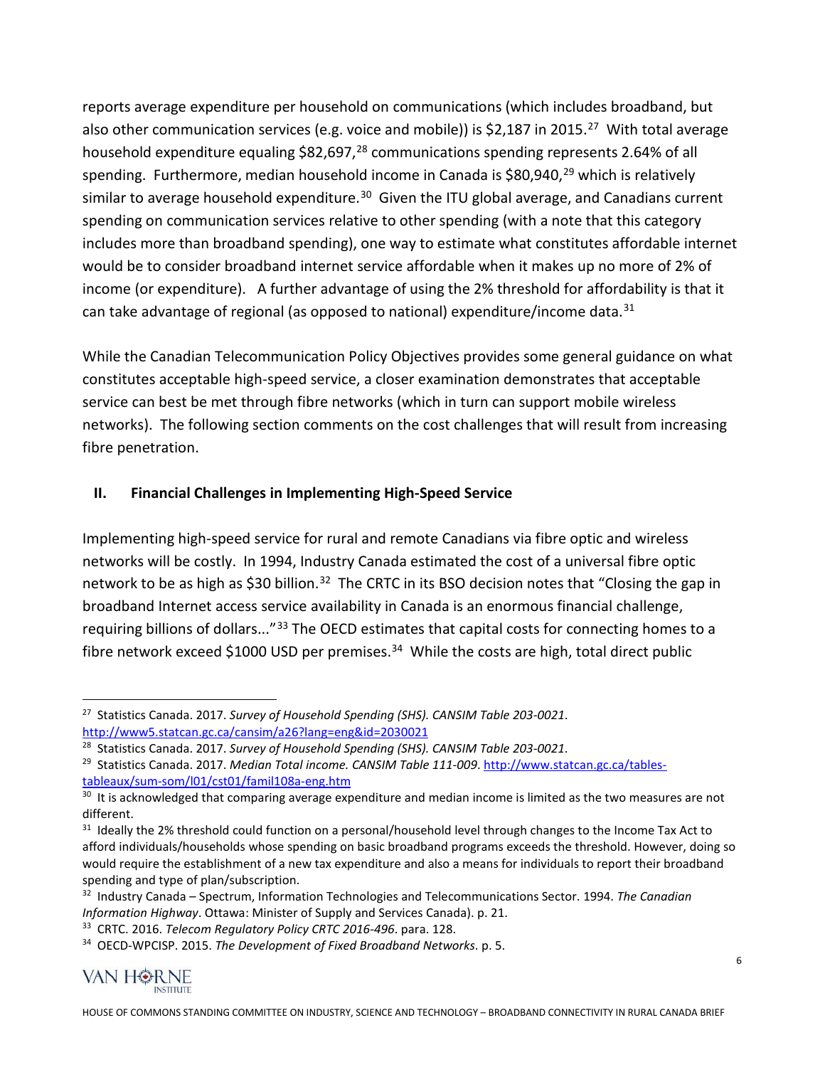reports average expenditure per household on communications (which includes broadband, but also other communication services (e.g. voice and mobile)) is $2,187 in 2015.[27] With total average household expenditure equaling $82,697,[28] communications spending represents 2.64% of all spending. Furthermore, median household income in Canada is $80,940,[29] which is relatively similar to average household expenditure.[30] Given the ITU global average, and Canadians current spending on communication services relative to other spending (with a note that this category includes more than broadband spending), one way to estimate what constitutes affordable internet would be to consider broadband internet service affordable when it makes up no more of 2% of income (or expenditure). A further advantage of using the 2% threshold for affordability is that it can take advantage of regional (as opposed to national) expenditure/income data.[31]

While the Canadian Telecommunication Policy Objectives provides some general guidance on what constitutes acceptable high-speed service, a closer examination demonstrates that acceptable service can best be met through fibre networks (which in turn can support mobile wireless networks). The following section comments on the cost challenges that will result from increasing fibre penetration.

## II. Financial Challenges in Implementing High-Speed Service

Implementing high-speed service for rural and remote Canadians via fibre optic and wireless networks will be costly. In 1994, Industry Canada estimated the cost of a universal fibre optic network to be as high as $30 billion.[32] The CRTC in its BSO decision notes that "Closing the gap in broadband Internet access service availability in Canada is an enormous financial challenge, requiring billions of dollars..."[33] The OECD estimates that capital costs for connecting homes to a fibre network exceed $1000 USD per premises.[34] While the costs are high, total direct public

---

[27] Statistics Canada. 2017. *Survey of Household Spending (SHS). CANSIM Table 203-0021*. http://www5.statcan.gc.ca/cansim/a26?lang=eng&id=2030021

[28] Statistics Canada. 2017. *Survey of Household Spending (SHS). CANSIM Table 203-0021*.

[29] Statistics Canada. 2017. *Median Total income. CANSIM Table 111-009*. http://www.statcan.gc.ca/tables-tableaux/sum-som/l01/cst01/famil108a-eng.htm

[30] It is acknowledged that comparing average expenditure and median income is limited as the two measures are not different.

[31] Ideally the 2% threshold could function on a personal/household level through changes to the Income Tax Act to afford individuals/households whose spending on basic broadband programs exceeds the threshold. However, doing so would require the establishment of a new tax expenditure and also a means for individuals to report their broadband spending and type of plan/subscription.

[32] Industry Canada – Spectrum, Information Technologies and Telecommunications Sector. 1994. *The Canadian Information Highway*. Ottawa: Minister of Supply and Services Canada). p. 21.

[33] CRTC. 2016. *Telecom Regulatory Policy CRTC 2016-496*. para. 128.

[34] OECD-WPCISP. 2015. *The Development of Fixed Broadband Networks*. p. 5.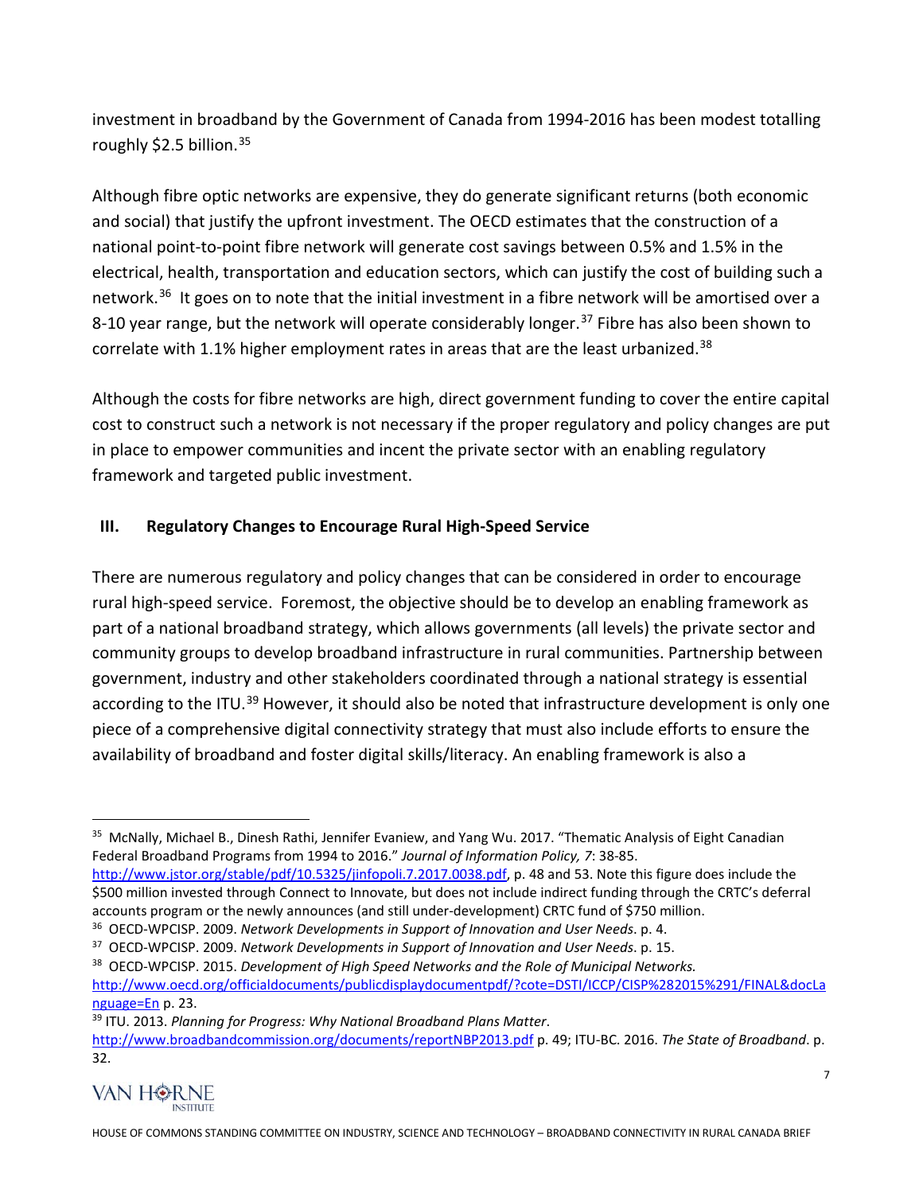investment in broadband by the Government of Canada from 1994-2016 has been modest totalling roughly $2.5 billion.[35]

Although fibre optic networks are expensive, they do generate significant returns (both economic and social) that justify the upfront investment. The OECD estimates that the construction of a national point-to-point fibre network will generate cost savings between 0.5% and 1.5% in the electrical, health, transportation and education sectors, which can justify the cost of building such a network.[36] It goes on to note that the initial investment in a fibre network will be amortised over a 8-10 year range, but the network will operate considerably longer.[37] Fibre has also been shown to correlate with 1.1% higher employment rates in areas that are the least urbanized.[38]

Although the costs for fibre networks are high, direct government funding to cover the entire capital cost to construct such a network is not necessary if the proper regulatory and policy changes are put in place to empower communities and incent the private sector with an enabling regulatory framework and targeted public investment.

## III. Regulatory Changes to Encourage Rural High-Speed Service

There are numerous regulatory and policy changes that can be considered in order to encourage rural high-speed service. Foremost, the objective should be to develop an enabling framework as part of a national broadband strategy, which allows governments (all levels) the private sector and community groups to develop broadband infrastructure in rural communities. Partnership between government, industry and other stakeholders coordinated through a national strategy is essential according to the ITU.[39] However, it should also be noted that infrastructure development is only one piece of a comprehensive digital connectivity strategy that must also include efforts to ensure the availability of broadband and foster digital skills/literacy. An enabling framework is also a

---

[35] McNally, Michael B., Dinesh Rathi, Jennifer Evaniew, and Yang Wu. 2017. "Thematic Analysis of Eight Canadian Federal Broadband Programs from 1994 to 2016." *Journal of Information Policy, 7*: 38-85. http://www.jstor.org/stable/pdf/10.5325/jinfopoli.7.2017.0038.pdf, p. 48 and 53. Note this figure does include the $500 million invested through Connect to Innovate, but does not include indirect funding through the CRTC's deferral accounts program or the newly announces (and still under-development) CRTC fund of $750 million.

[36] OECD-WPCISP. 2009. *Network Developments in Support of Innovation and User Needs*. p. 4.

[37] OECD-WPCISP. 2009. *Network Developments in Support of Innovation and User Needs*. p. 15.

[38] OECD-WPCISP. 2015. *Development of High Speed Networks and the Role of Municipal Networks.* http://www.oecd.org/officialdocuments/publicdisplaydocumentpdf/?cote=DSTI/ICCP/CISP%282015%291/FINAL&docLanguage=En p. 23.

[39] ITU. 2013. *Planning for Progress: Why National Broadband Plans Matter*. http://www.broadbandcommission.org/documents/reportNBP2013.pdf p. 49; ITU-BC. 2016. *The State of Broadband*. p. 32.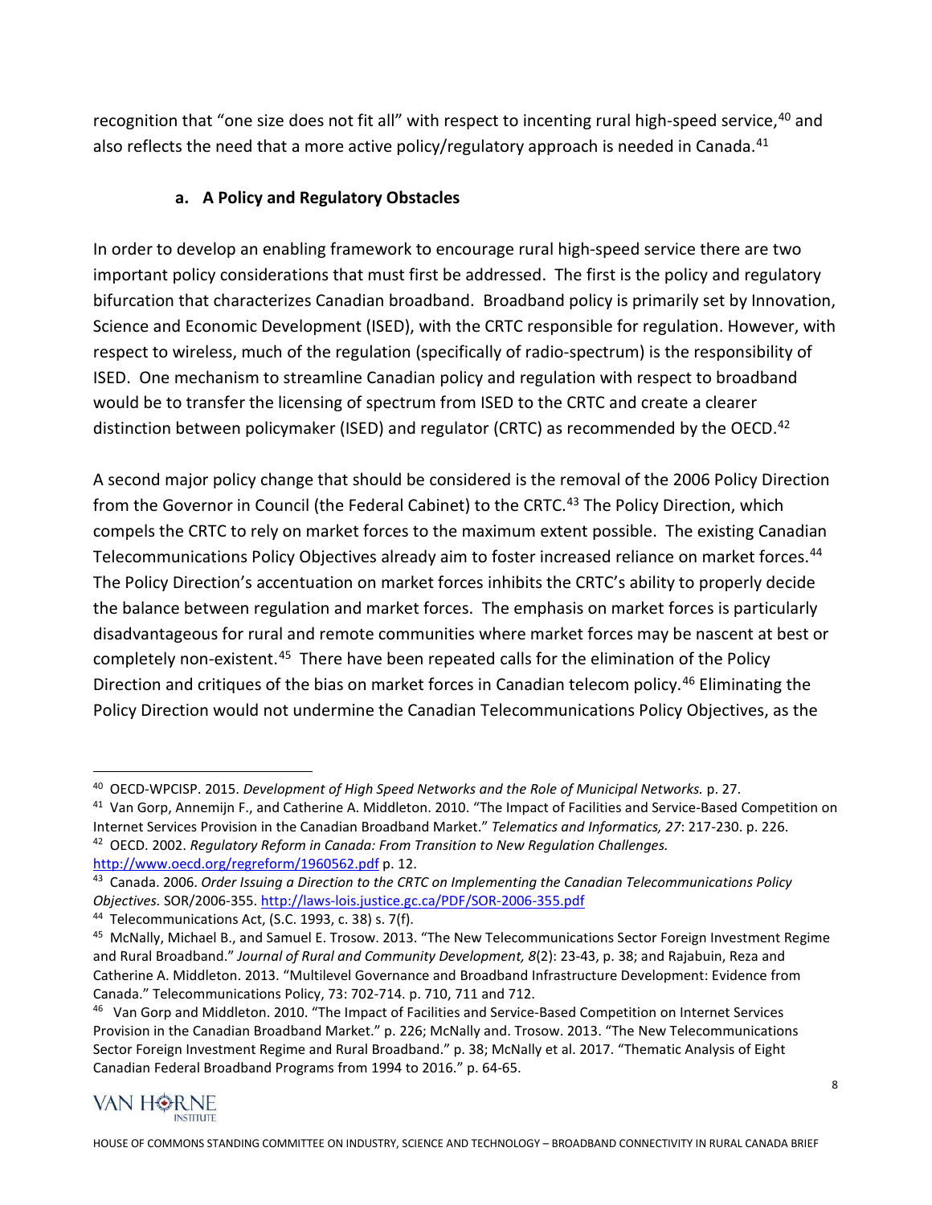recognition that "one size does not fit all" with respect to incenting rural high-speed service,[40] and also reflects the need that a more active policy/regulatory approach is needed in Canada.[41]

### a. A Policy and Regulatory Obstacles

In order to develop an enabling framework to encourage rural high-speed service there are two important policy considerations that must first be addressed. The first is the policy and regulatory bifurcation that characterizes Canadian broadband. Broadband policy is primarily set by Innovation, Science and Economic Development (ISED), with the CRTC responsible for regulation. However, with respect to wireless, much of the regulation (specifically of radio-spectrum) is the responsibility of ISED. One mechanism to streamline Canadian policy and regulation with respect to broadband would be to transfer the licensing of spectrum from ISED to the CRTC and create a clearer distinction between policymaker (ISED) and regulator (CRTC) as recommended by the OECD.[42]

A second major policy change that should be considered is the removal of the 2006 Policy Direction from the Governor in Council (the Federal Cabinet) to the CRTC.[43] The Policy Direction, which compels the CRTC to rely on market forces to the maximum extent possible. The existing Canadian Telecommunications Policy Objectives already aim to foster increased reliance on market forces.[44] The Policy Direction's accentuation on market forces inhibits the CRTC's ability to properly decide the balance between regulation and market forces. The emphasis on market forces is particularly disadvantageous for rural and remote communities where market forces may be nascent at best or completely non-existent.[45] There have been repeated calls for the elimination of the Policy Direction and critiques of the bias on market forces in Canadian telecom policy.[46] Eliminating the Policy Direction would not undermine the Canadian Telecommunications Policy Objectives, as the

---

[40] OECD-WPCISP. 2015. *Development of High Speed Networks and the Role of Municipal Networks.* p. 27.

[41] Van Gorp, Annemijn F., and Catherine A. Middleton. 2010. "The Impact of Facilities and Service-Based Competition on Internet Services Provision in the Canadian Broadband Market." *Telematics and Informatics, 27*: 217-230. p. 226.

[42] OECD. 2002. *Regulatory Reform in Canada: From Transition to New Regulation Challenges.* http://www.oecd.org/regreform/1960562.pdf p. 12.

[43] Canada. 2006. *Order Issuing a Direction to the CRTC on Implementing the Canadian Telecommunications Policy Objectives.* SOR/2006-355. http://laws-lois.justice.gc.ca/PDF/SOR-2006-355.pdf

[44] Telecommunications Act, (S.C. 1993, c. 38) s. 7(f).

[45] McNally, Michael B., and Samuel E. Trosow. 2013. "The New Telecommunications Sector Foreign Investment Regime and Rural Broadband." *Journal of Rural and Community Development, 8*(2): 23-43, p. 38; and Rajabuin, Reza and Catherine A. Middleton. 2013. "Multilevel Governance and Broadband Infrastructure Development: Evidence from Canada." Telecommunications Policy, 73: 702-714. p. 710, 711 and 712.

[46] Van Gorp and Middleton. 2010. "The Impact of Facilities and Service-Based Competition on Internet Services Provision in the Canadian Broadband Market." p. 226; McNally and. Trosow. 2013. "The New Telecommunications Sector Foreign Investment Regime and Rural Broadband." p. 38; McNally et al. 2017. "Thematic Analysis of Eight Canadian Federal Broadband Programs from 1994 to 2016." p. 64-65.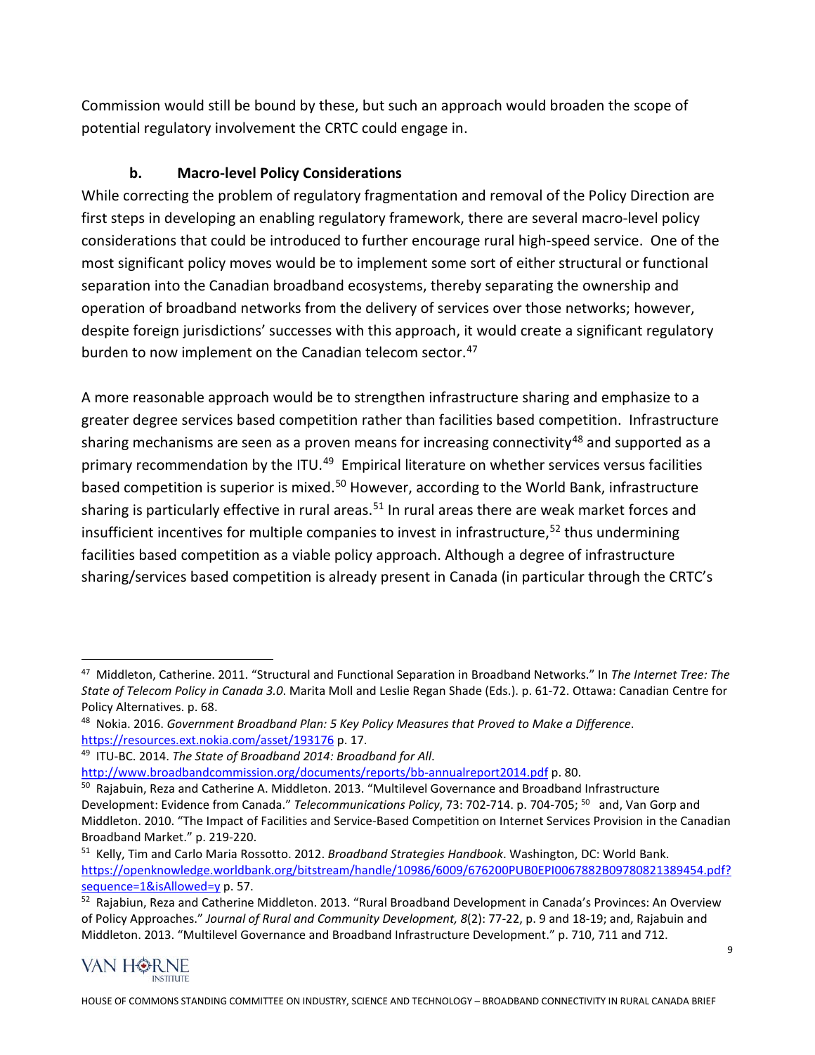Commission would still be bound by these, but such an approach would broaden the scope of potential regulatory involvement the CRTC could engage in.

### b. Macro-level Policy Considerations

While correcting the problem of regulatory fragmentation and removal of the Policy Direction are first steps in developing an enabling regulatory framework, there are several macro-level policy considerations that could be introduced to further encourage rural high-speed service. One of the most significant policy moves would be to implement some sort of either structural or functional separation into the Canadian broadband ecosystems, thereby separating the ownership and operation of broadband networks from the delivery of services over those networks; however, despite foreign jurisdictions' successes with this approach, it would create a significant regulatory burden to now implement on the Canadian telecom sector.[47]

A more reasonable approach would be to strengthen infrastructure sharing and emphasize to a greater degree services based competition rather than facilities based competition. Infrastructure sharing mechanisms are seen as a proven means for increasing connectivity[48] and supported as a primary recommendation by the ITU.[49] Empirical literature on whether services versus facilities based competition is superior is mixed.[50] However, according to the World Bank, infrastructure sharing is particularly effective in rural areas.[51] In rural areas there are weak market forces and insufficient incentives for multiple companies to invest in infrastructure,[52] thus undermining facilities based competition as a viable policy approach. Although a degree of infrastructure sharing/services based competition is already present in Canada (in particular through the CRTC's

---

[47] Middleton, Catherine. 2011. "Structural and Functional Separation in Broadband Networks." In *The Internet Tree: The State of Telecom Policy in Canada 3.0*. Marita Moll and Leslie Regan Shade (Eds.). p. 61-72. Ottawa: Canadian Centre for Policy Alternatives. p. 68.

[48] Nokia. 2016. *Government Broadband Plan: 5 Key Policy Measures that Proved to Make a Difference*. https://resources.ext.nokia.com/asset/193176 p. 17.

[49] ITU-BC. 2014. *The State of Broadband 2014: Broadband for All*. http://www.broadbandcommission.org/documents/reports/bb-annualreport2014.pdf p. 80.

[50] Rajabuin, Reza and Catherine A. Middleton. 2013. "Multilevel Governance and Broadband Infrastructure Development: Evidence from Canada." *Telecommunications Policy*, 73: 702-714. p. 704-705; [50] and, Van Gorp and Middleton. 2010. "The Impact of Facilities and Service-Based Competition on Internet Services Provision in the Canadian Broadband Market." p. 219-220.

[51] Kelly, Tim and Carlo Maria Rossotto. 2012. *Broadband Strategies Handbook*. Washington, DC: World Bank. https://openknowledge.worldbank.org/bitstream/handle/10986/6009/676200PUB0EPI0067882B09780821389454.pdf?sequence=1&isAllowed=y p. 57.

[52] Rajabiun, Reza and Catherine Middleton. 2013. "Rural Broadband Development in Canada's Provinces: An Overview of Policy Approaches." *Journal of Rural and Community Development, 8*(2): 77-22, p. 9 and 18-19; and, Rajabuin and Middleton. 2013. "Multilevel Governance and Broadband Infrastructure Development." p. 710, 711 and 712.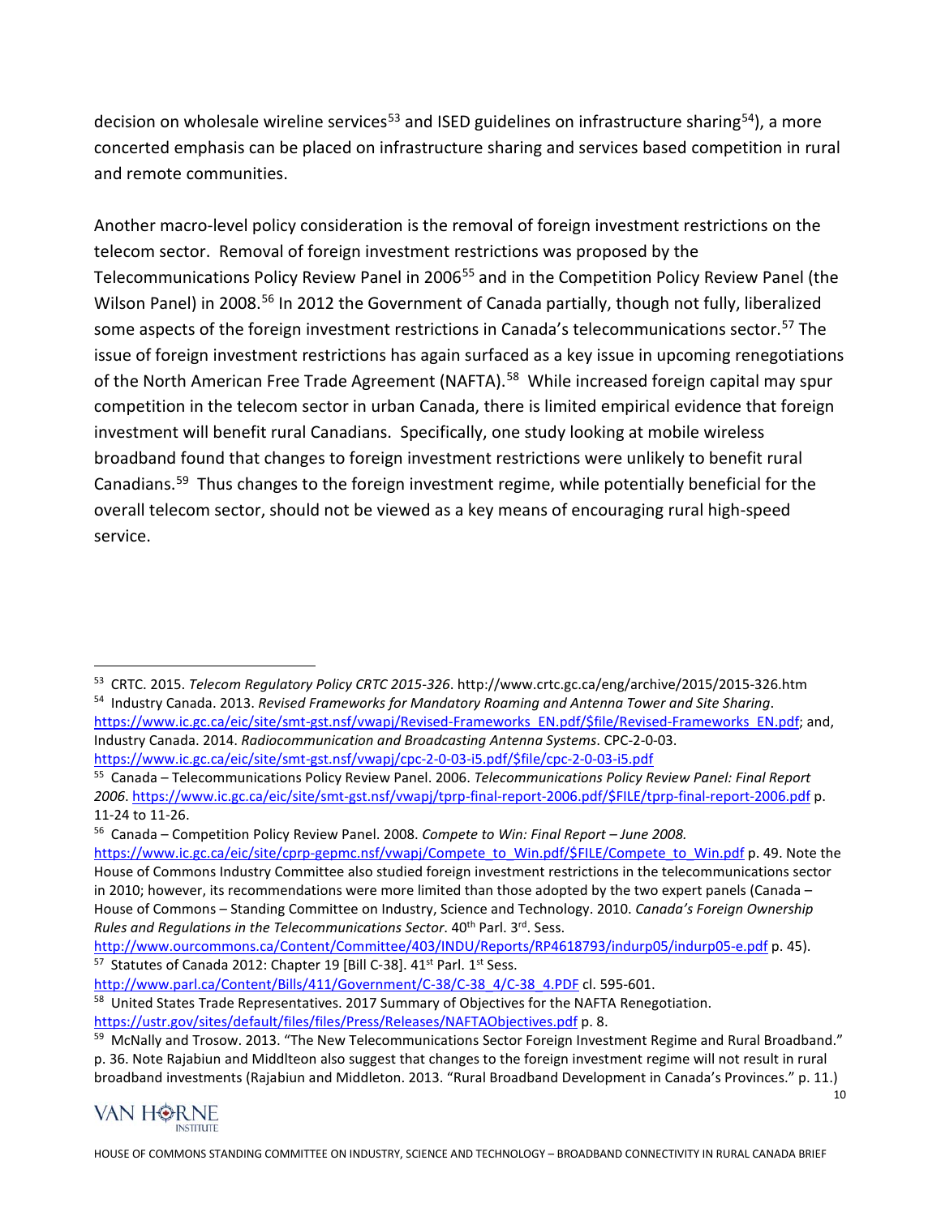decision on wholesale wireline services[53] and ISED guidelines on infrastructure sharing[54]), a more concerted emphasis can be placed on infrastructure sharing and services based competition in rural and remote communities.

Another macro-level policy consideration is the removal of foreign investment restrictions on the telecom sector. Removal of foreign investment restrictions was proposed by the Telecommunications Policy Review Panel in 2006[55] and in the Competition Policy Review Panel (the Wilson Panel) in 2008.[56] In 2012 the Government of Canada partially, though not fully, liberalized some aspects of the foreign investment restrictions in Canada's telecommunications sector.[57] The issue of foreign investment restrictions has again surfaced as a key issue in upcoming renegotiations of the North American Free Trade Agreement (NAFTA).[58] While increased foreign capital may spur competition in the telecom sector in urban Canada, there is limited empirical evidence that foreign investment will benefit rural Canadians. Specifically, one study looking at mobile wireless broadband found that changes to foreign investment restrictions were unlikely to benefit rural Canadians.[59] Thus changes to the foreign investment regime, while potentially beneficial for the overall telecom sector, should not be viewed as a key means of encouraging rural high-speed service.

---

[53] CRTC. 2015. *Telecom Regulatory Policy CRTC 2015-326*. http://www.crtc.gc.ca/eng/archive/2015/2015-326.htm

[54] Industry Canada. 2013. *Revised Frameworks for Mandatory Roaming and Antenna Tower and Site Sharing*. https://www.ic.gc.ca/eic/site/smt-gst.nsf/vwapj/Revised-Frameworks_EN.pdf/$file/Revised-Frameworks_EN.pdf; and, Industry Canada. 2014. *Radiocommunication and Broadcasting Antenna Systems*. CPC-2-0-03. https://www.ic.gc.ca/eic/site/smt-gst.nsf/vwapj/cpc-2-0-03-i5.pdf/$file/cpc-2-0-03-i5.pdf

[55] Canada – Telecommunications Policy Review Panel. 2006. *Telecommunications Policy Review Panel: Final Report 2006*. https://www.ic.gc.ca/eic/site/smt-gst.nsf/vwapj/tprp-final-report-2006.pdf/$FILE/tprp-final-report-2006.pdf p. 11-24 to 11-26.

[56] Canada – Competition Policy Review Panel. 2008. *Compete to Win: Final Report – June 2008.* https://www.ic.gc.ca/eic/site/cprp-gepmc.nsf/vwapj/Compete_to_Win.pdf/$FILE/Compete_to_Win.pdf p. 49. Note the House of Commons Industry Committee also studied foreign investment restrictions in the telecommunications sector in 2010; however, its recommendations were more limited than those adopted by the two expert panels (Canada – House of Commons – Standing Committee on Industry, Science and Technology. 2010. *Canada's Foreign Ownership Rules and Regulations in the Telecommunications Sector*. 40th Parl. 3rd. Sess. http://www.ourcommons.ca/Content/Committee/403/INDU/Reports/RP4618793/indurp05/indurp05-e.pdf p. 45).

[57] Statutes of Canada 2012: Chapter 19 [Bill C-38]. 41st Parl. 1st Sess. http://www.parl.ca/Content/Bills/411/Government/C-38/C-38_4/C-38_4.PDF cl. 595-601.

[58] United States Trade Representatives. 2017 Summary of Objectives for the NAFTA Renegotiation. https://ustr.gov/sites/default/files/files/Press/Releases/NAFTAObjectives.pdf p. 8.

[59] McNally and Trosow. 2013. "The New Telecommunications Sector Foreign Investment Regime and Rural Broadband." p. 36. Note Rajabiun and Middlteon also suggest that changes to the foreign investment regime will not result in rural broadband investments (Rajabiun and Middleton. 2013. "Rural Broadband Development in Canada's Provinces." p. 11.)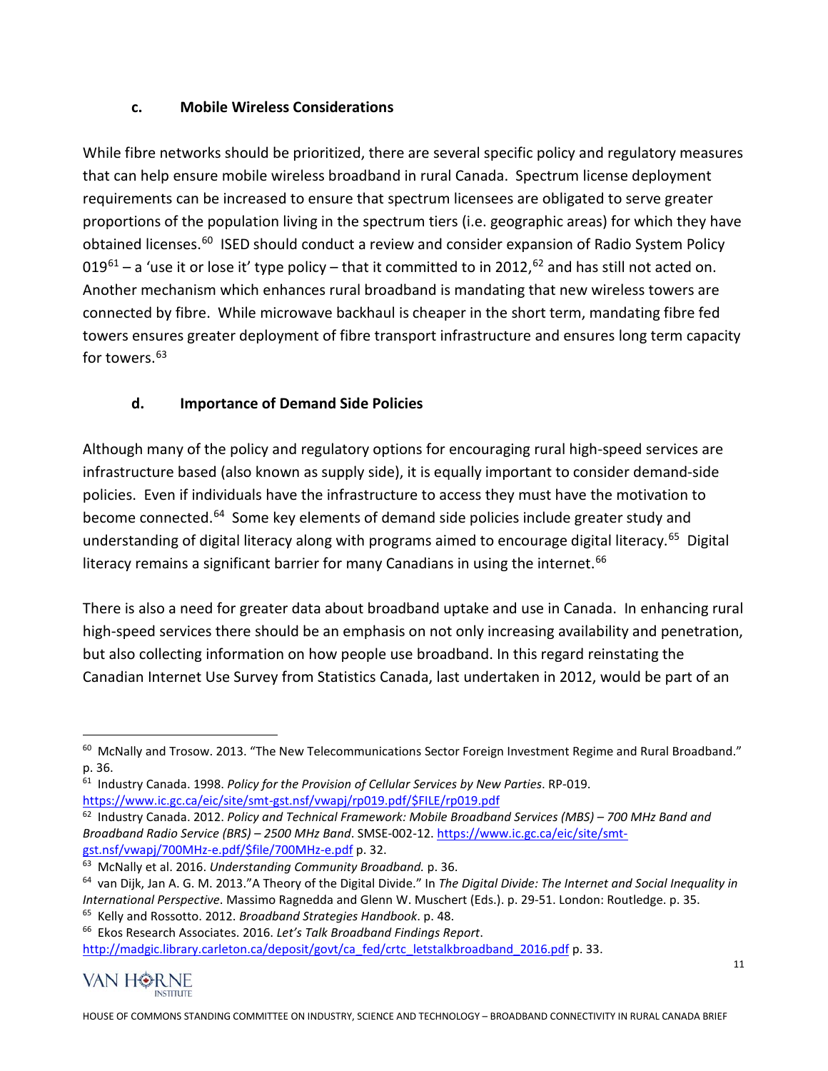### c. Mobile Wireless Considerations

While fibre networks should be prioritized, there are several specific policy and regulatory measures that can help ensure mobile wireless broadband in rural Canada. Spectrum license deployment requirements can be increased to ensure that spectrum licensees are obligated to serve greater proportions of the population living in the spectrum tiers (i.e. geographic areas) for which they have obtained licenses.[60] ISED should conduct a review and consider expansion of Radio System Policy 019[61] – a 'use it or lose it' type policy – that it committed to in 2012,[62] and has still not acted on. Another mechanism which enhances rural broadband is mandating that new wireless towers are connected by fibre. While microwave backhaul is cheaper in the short term, mandating fibre fed towers ensures greater deployment of fibre transport infrastructure and ensures long term capacity for towers.[63]

### d. Importance of Demand Side Policies

Although many of the policy and regulatory options for encouraging rural high-speed services are infrastructure based (also known as supply side), it is equally important to consider demand-side policies. Even if individuals have the infrastructure to access they must have the motivation to become connected.[64] Some key elements of demand side policies include greater study and understanding of digital literacy along with programs aimed to encourage digital literacy.[65] Digital literacy remains a significant barrier for many Canadians in using the internet.[66]

There is also a need for greater data about broadband uptake and use in Canada. In enhancing rural high-speed services there should be an emphasis on not only increasing availability and penetration, but also collecting information on how people use broadband. In this regard reinstating the Canadian Internet Use Survey from Statistics Canada, last undertaken in 2012, would be part of an

---

[60] McNally and Trosow. 2013. "The New Telecommunications Sector Foreign Investment Regime and Rural Broadband." p. 36.

[61] Industry Canada. 1998. *Policy for the Provision of Cellular Services by New Parties*. RP-019. https://www.ic.gc.ca/eic/site/smt-gst.nsf/vwapj/rp019.pdf/$FILE/rp019.pdf

[62] Industry Canada. 2012. *Policy and Technical Framework: Mobile Broadband Services (MBS) – 700 MHz Band and Broadband Radio Service (BRS) – 2500 MHz Band*. SMSE-002-12. https://www.ic.gc.ca/eic/site/smt-gst.nsf/vwapj/700MHz-e.pdf/$file/700MHz-e.pdf p. 32.

[63] McNally et al. 2016. *Understanding Community Broadband.* p. 36.

[64] van Dijk, Jan A. G. M. 2013."A Theory of the Digital Divide." In *The Digital Divide: The Internet and Social Inequality in International Perspective*. Massimo Ragnedda and Glenn W. Muschert (Eds.). p. 29-51. London: Routledge. p. 35.

[65] Kelly and Rossotto. 2012. *Broadband Strategies Handbook*. p. 48.

[66] Ekos Research Associates. 2016. *Let's Talk Broadband Findings Report*. http://madgic.library.carleton.ca/deposit/govt/ca_fed/crtc_letstalkbroadband_2016.pdf p. 33.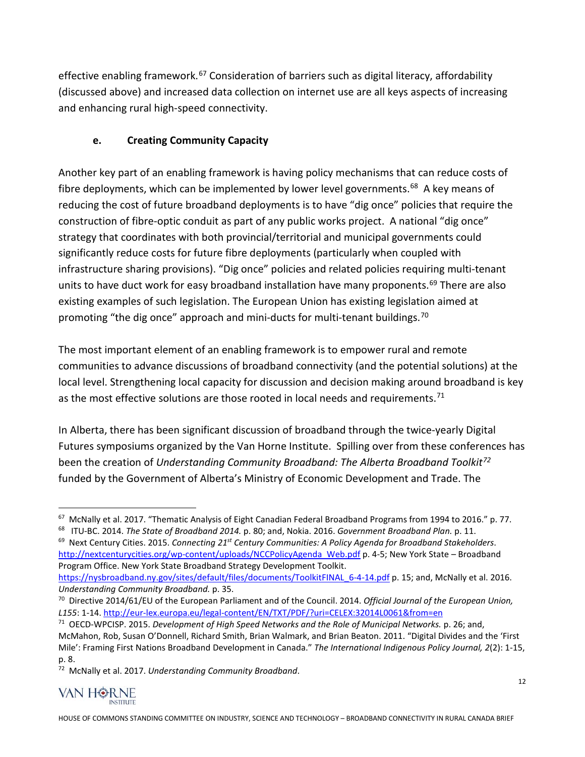effective enabling framework.[67] Consideration of barriers such as digital literacy, affordability (discussed above) and increased data collection on internet use are all keys aspects of increasing and enhancing rural high-speed connectivity.

### e. Creating Community Capacity

Another key part of an enabling framework is having policy mechanisms that can reduce costs of fibre deployments, which can be implemented by lower level governments.[68] A key means of reducing the cost of future broadband deployments is to have "dig once" policies that require the construction of fibre-optic conduit as part of any public works project. A national "dig once" strategy that coordinates with both provincial/territorial and municipal governments could significantly reduce costs for future fibre deployments (particularly when coupled with infrastructure sharing provisions). "Dig once" policies and related policies requiring multi-tenant units to have duct work for easy broadband installation have many proponents.[69] There are also existing examples of such legislation. The European Union has existing legislation aimed at promoting "the dig once" approach and mini-ducts for multi-tenant buildings.[70]

The most important element of an enabling framework is to empower rural and remote communities to advance discussions of broadband connectivity (and the potential solutions) at the local level. Strengthening local capacity for discussion and decision making around broadband is key as the most effective solutions are those rooted in local needs and requirements.[71]

In Alberta, there has been significant discussion of broadband through the twice-yearly Digital Futures symposiums organized by the Van Horne Institute. Spilling over from these conferences has been the creation of *Understanding Community Broadband: The Alberta Broadband Toolkit*[72] funded by the Government of Alberta's Ministry of Economic Development and Trade. The

---

[67] McNally et al. 2017. "Thematic Analysis of Eight Canadian Federal Broadband Programs from 1994 to 2016." p. 77.

[68] ITU-BC. 2014. *The State of Broadband 2014.* p. 80; and, Nokia. 2016. *Government Broadband Plan.* p. 11.

[69] Next Century Cities. 2015. *Connecting 21st Century Communities: A Policy Agenda for Broadband Stakeholders*. http://nextcenturycities.org/wp-content/uploads/NCCPolicyAgenda_Web.pdf p. 4-5; New York State – Broadband Program Office. New York State Broadband Strategy Development Toolkit. https://nysbroadband.ny.gov/sites/default/files/documents/ToolkitFINAL_6-4-14.pdf p. 15; and, McNally et al. 2016. *Understanding Community Broadband.* p. 35.

[70] Directive 2014/61/EU of the European Parliament and of the Council. 2014. *Official Journal of the European Union, L155*: 1-14. http://eur-lex.europa.eu/legal-content/EN/TXT/PDF/?uri=CELEX:32014L0061&from=en

[71] OECD-WPCISP. 2015. *Development of High Speed Networks and the Role of Municipal Networks.* p. 26; and, McMahon, Rob, Susan O'Donnell, Richard Smith, Brian Walmark, and Brian Beaton. 2011. "Digital Divides and the 'First Mile': Framing First Nations Broadband Development in Canada." *The International Indigenous Policy Journal, 2*(2): 1-15, p. 8.

[72] McNally et al. 2017. *Understanding Community Broadband*.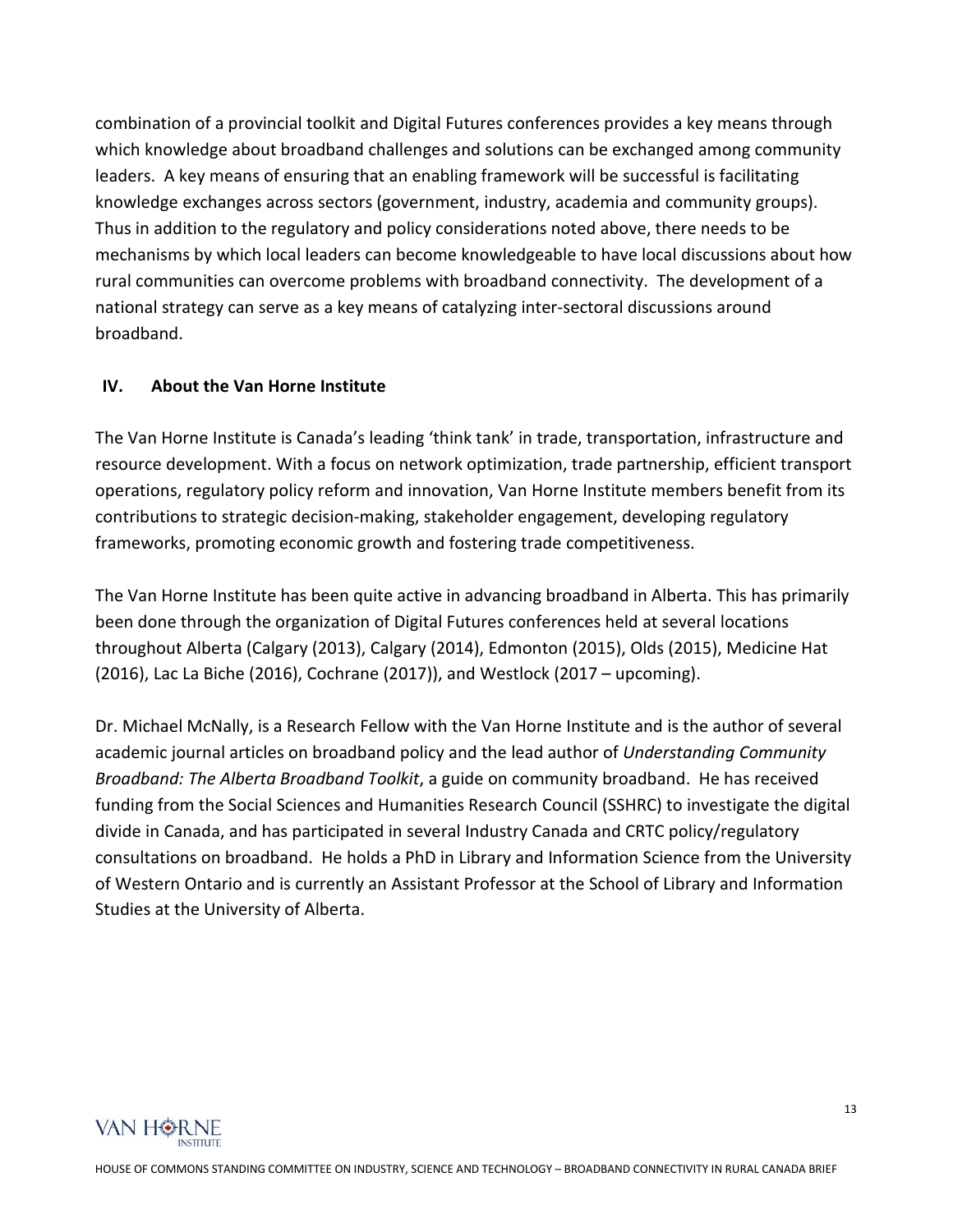combination of a provincial toolkit and Digital Futures conferences provides a key means through which knowledge about broadband challenges and solutions can be exchanged among community leaders. A key means of ensuring that an enabling framework will be successful is facilitating knowledge exchanges across sectors (government, industry, academia and community groups). Thus in addition to the regulatory and policy considerations noted above, there needs to be mechanisms by which local leaders can become knowledgeable to have local discussions about how rural communities can overcome problems with broadband connectivity. The development of a national strategy can serve as a key means of catalyzing inter-sectoral discussions around broadband.

## IV. About the Van Horne Institute

The Van Horne Institute is Canada's leading 'think tank' in trade, transportation, infrastructure and resource development. With a focus on network optimization, trade partnership, efficient transport operations, regulatory policy reform and innovation, Van Horne Institute members benefit from its contributions to strategic decision-making, stakeholder engagement, developing regulatory frameworks, promoting economic growth and fostering trade competitiveness.

The Van Horne Institute has been quite active in advancing broadband in Alberta. This has primarily been done through the organization of Digital Futures conferences held at several locations throughout Alberta (Calgary (2013), Calgary (2014), Edmonton (2015), Olds (2015), Medicine Hat (2016), Lac La Biche (2016), Cochrane (2017)), and Westlock (2017 – upcoming).

Dr. Michael McNally, is a Research Fellow with the Van Horne Institute and is the author of several academic journal articles on broadband policy and the lead author of *Understanding Community Broadband: The Alberta Broadband Toolkit*, a guide on community broadband. He has received funding from the Social Sciences and Humanities Research Council (SSHRC) to investigate the digital divide in Canada, and has participated in several Industry Canada and CRTC policy/regulatory consultations on broadband. He holds a PhD in Library and Information Science from the University of Western Ontario and is currently an Assistant Professor at the School of Library and Information Studies at the University of Alberta.